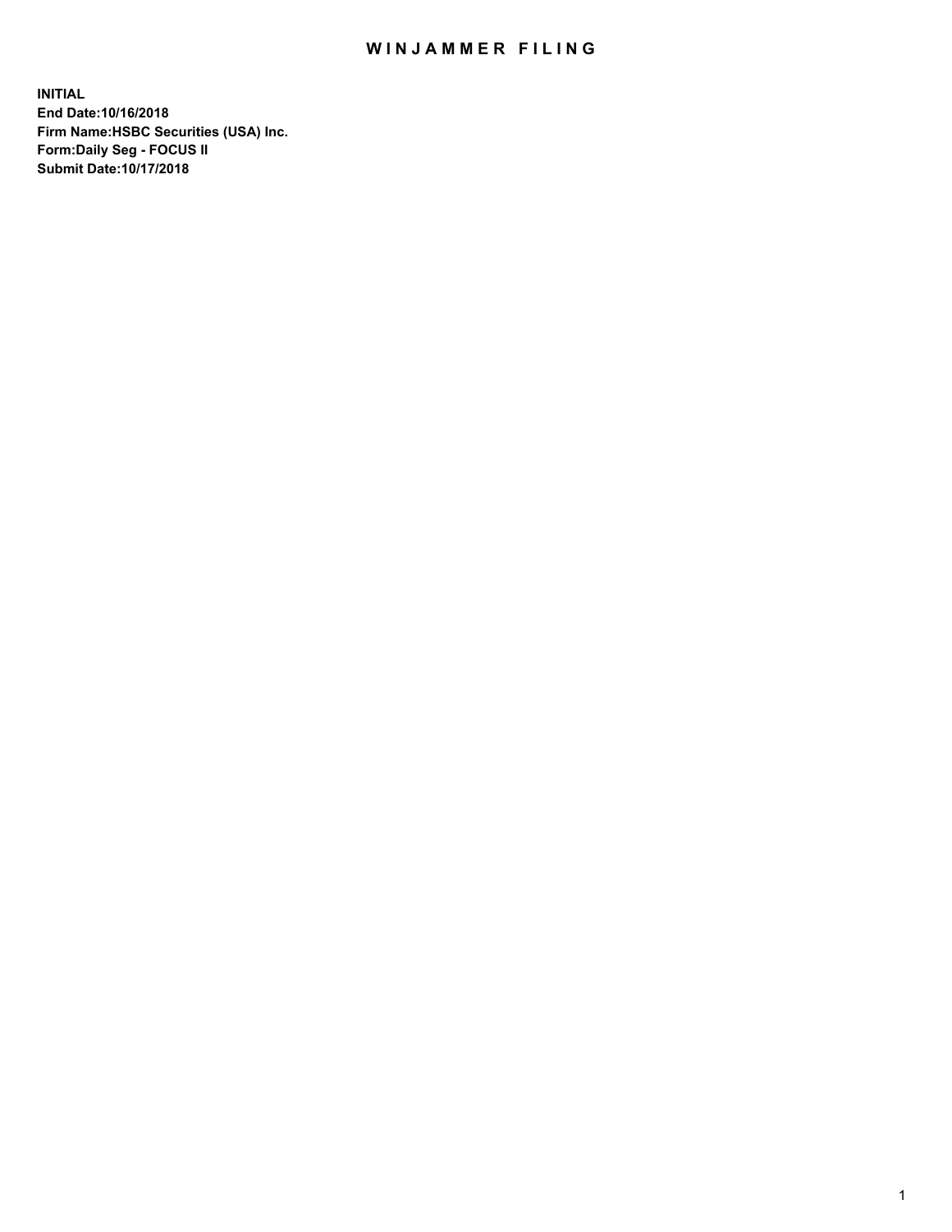# WINJAMMER FILING

**INITIAL**
**End Date:10/16/2018**
**Firm Name:HSBC Securities (USA) Inc.**
**Form:Daily Seg - FOCUS II**
**Submit Date:10/17/2018**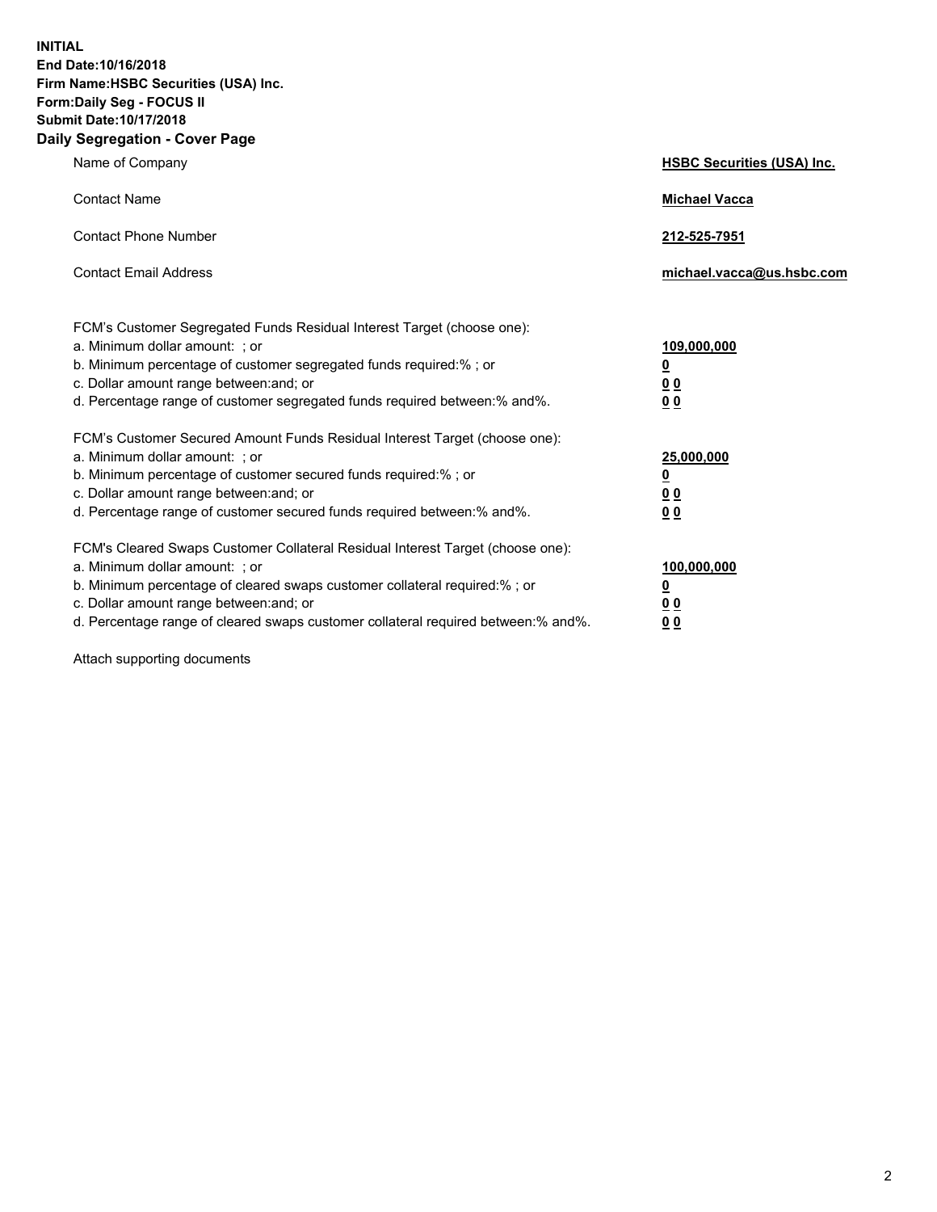**INITIAL**
**End Date:10/16/2018**
**Firm Name:HSBC Securities (USA) Inc.**
**Form:Daily Seg - FOCUS II**
**Submit Date:10/17/2018**
**Daily Segregation - Cover Page**

| | |
|---|---|
| Name of Company | **HSBC Securities (USA) Inc.** |
| Contact Name | **Michael Vacca** |
| Contact Phone Number | **212-525-7951** |
| Contact Email Address | **michael.vacca@us.hsbc.com** |

FCM's Customer Segregated Funds Residual Interest Target (choose one):

| | |
|---|---|
| a. Minimum dollar amount: ; or | **109,000,000** |
| b. Minimum percentage of customer segregated funds required:% ; or | **0** |
| c. Dollar amount range between:and; or | **0 0** |
| d. Percentage range of customer segregated funds required between:% and%. | **0 0** |

FCM's Customer Secured Amount Funds Residual Interest Target (choose one):

| | |
|---|---|
| a. Minimum dollar amount: ; or | **25,000,000** |
| b. Minimum percentage of customer secured funds required:% ; or | **0** |
| c. Dollar amount range between:and; or | **0 0** |
| d. Percentage range of customer secured funds required between:% and%. | **0 0** |

FCM's Cleared Swaps Customer Collateral Residual Interest Target (choose one):

| | |
|---|---|
| a. Minimum dollar amount: ; or | **100,000,000** |
| b. Minimum percentage of cleared swaps customer collateral required:% ; or | **0** |
| c. Dollar amount range between:and; or | **0 0** |
| d. Percentage range of cleared swaps customer collateral required between:% and%. | **0 0** |

Attach supporting documents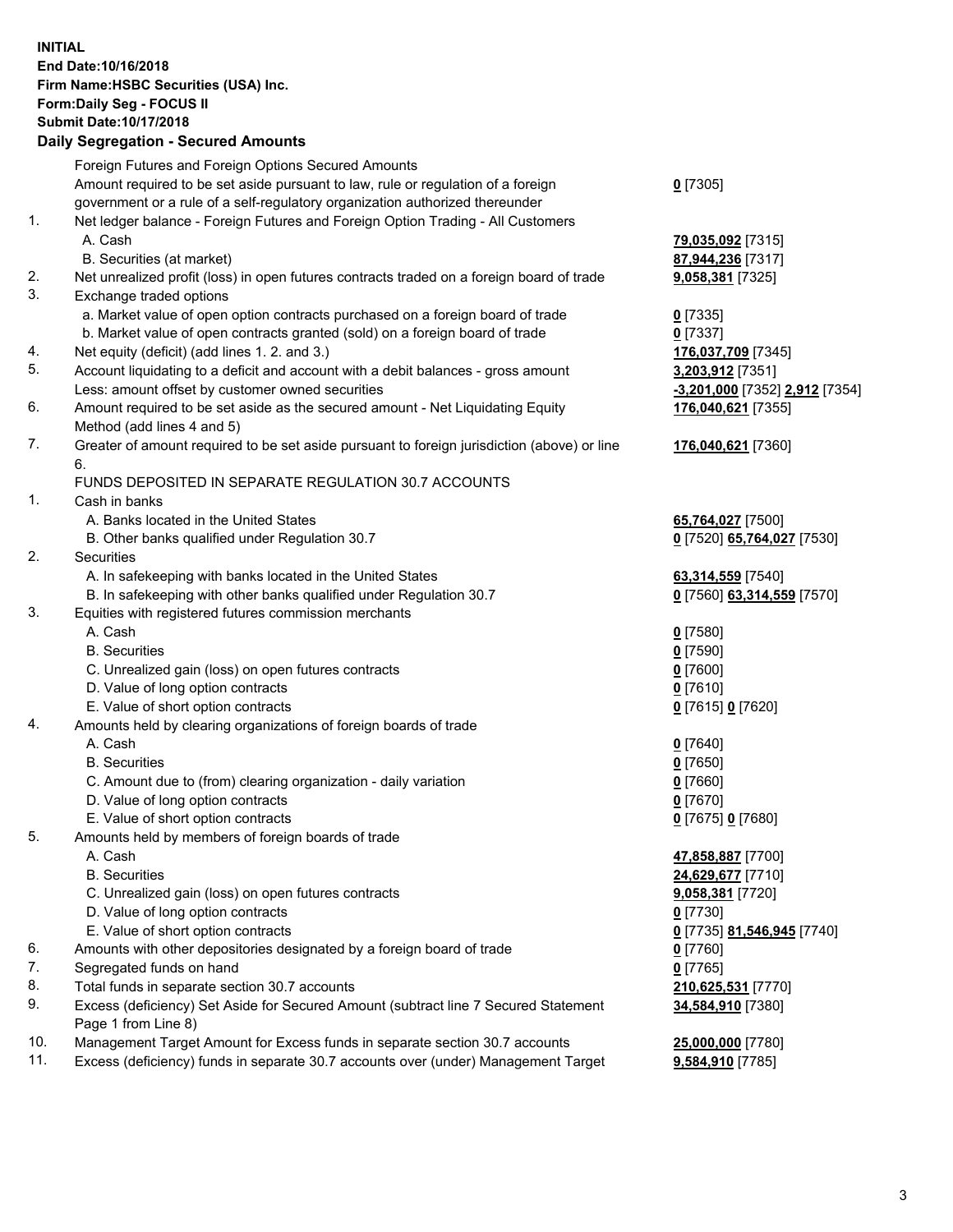**INITIAL**
**End Date:10/16/2018**
**Firm Name:HSBC Securities (USA) Inc.**
**Form:Daily Seg - FOCUS II**
**Submit Date:10/17/2018**
**Daily Segregation - Secured Amounts**

| | | |
|---|---|---|
| | Foreign Futures and Foreign Options Secured Amounts | |
| | Amount required to be set aside pursuant to law, rule or regulation of a foreign government or a rule of a self-regulatory organization authorized thereunder | **0** [7305] |
| 1. | Net ledger balance - Foreign Futures and Foreign Option Trading - All Customers | |
| | A. Cash | **79,035,092** [7315] |
| | B. Securities (at market) | **87,944,236** [7317] |
| 2. | Net unrealized profit (loss) in open futures contracts traded on a foreign board of trade | **9,058,381** [7325] |
| 3. | Exchange traded options | |
| | a. Market value of open option contracts purchased on a foreign board of trade | **0** [7335] |
| | b. Market value of open contracts granted (sold) on a foreign board of trade | **0** [7337] |
| 4. | Net equity (deficit) (add lines 1. 2. and 3.) | **176,037,709** [7345] |
| 5. | Account liquidating to a deficit and account with a debit balances - gross amount | **3,203,912** [7351] |
| | Less: amount offset by customer owned securities | **-3,201,000** [7352] **2,912** [7354] |
| 6. | Amount required to be set aside as the secured amount - Net Liquidating Equity Method (add lines 4 and 5) | **176,040,621** [7355] |
| 7. | Greater of amount required to be set aside pursuant to foreign jurisdiction (above) or line 6. | **176,040,621** [7360] |
| | FUNDS DEPOSITED IN SEPARATE REGULATION 30.7 ACCOUNTS | |
| 1. | Cash in banks | |
| | A. Banks located in the United States | **65,764,027** [7500] |
| | B. Other banks qualified under Regulation 30.7 | **0** [7520] **65,764,027** [7530] |
| 2. | Securities | |
| | A. In safekeeping with banks located in the United States | **63,314,559** [7540] |
| | B. In safekeeping with other banks qualified under Regulation 30.7 | **0** [7560] **63,314,559** [7570] |
| 3. | Equities with registered futures commission merchants | |
| | A. Cash | **0** [7580] |
| | B. Securities | **0** [7590] |
| | C. Unrealized gain (loss) on open futures contracts | **0** [7600] |
| | D. Value of long option contracts | **0** [7610] |
| | E. Value of short option contracts | **0** [7615] **0** [7620] |
| 4. | Amounts held by clearing organizations of foreign boards of trade | |
| | A. Cash | **0** [7640] |
| | B. Securities | **0** [7650] |
| | C. Amount due to (from) clearing organization - daily variation | **0** [7660] |
| | D. Value of long option contracts | **0** [7670] |
| | E. Value of short option contracts | **0** [7675] **0** [7680] |
| 5. | Amounts held by members of foreign boards of trade | |
| | A. Cash | **47,858,887** [7700] |
| | B. Securities | **24,629,677** [7710] |
| | C. Unrealized gain (loss) on open futures contracts | **9,058,381** [7720] |
| | D. Value of long option contracts | **0** [7730] |
| | E. Value of short option contracts | **0** [7735] **81,546,945** [7740] |
| 6. | Amounts with other depositories designated by a foreign board of trade | **0** [7760] |
| 7. | Segregated funds on hand | **0** [7765] |
| 8. | Total funds in separate section 30.7 accounts | **210,625,531** [7770] |
| 9. | Excess (deficiency) Set Aside for Secured Amount (subtract line 7 Secured Statement Page 1 from Line 8) | **34,584,910** [7380] |
| 10. | Management Target Amount for Excess funds in separate section 30.7 accounts | **25,000,000** [7780] |
| 11. | Excess (deficiency) funds in separate 30.7 accounts over (under) Management Target | **9,584,910** [7785] |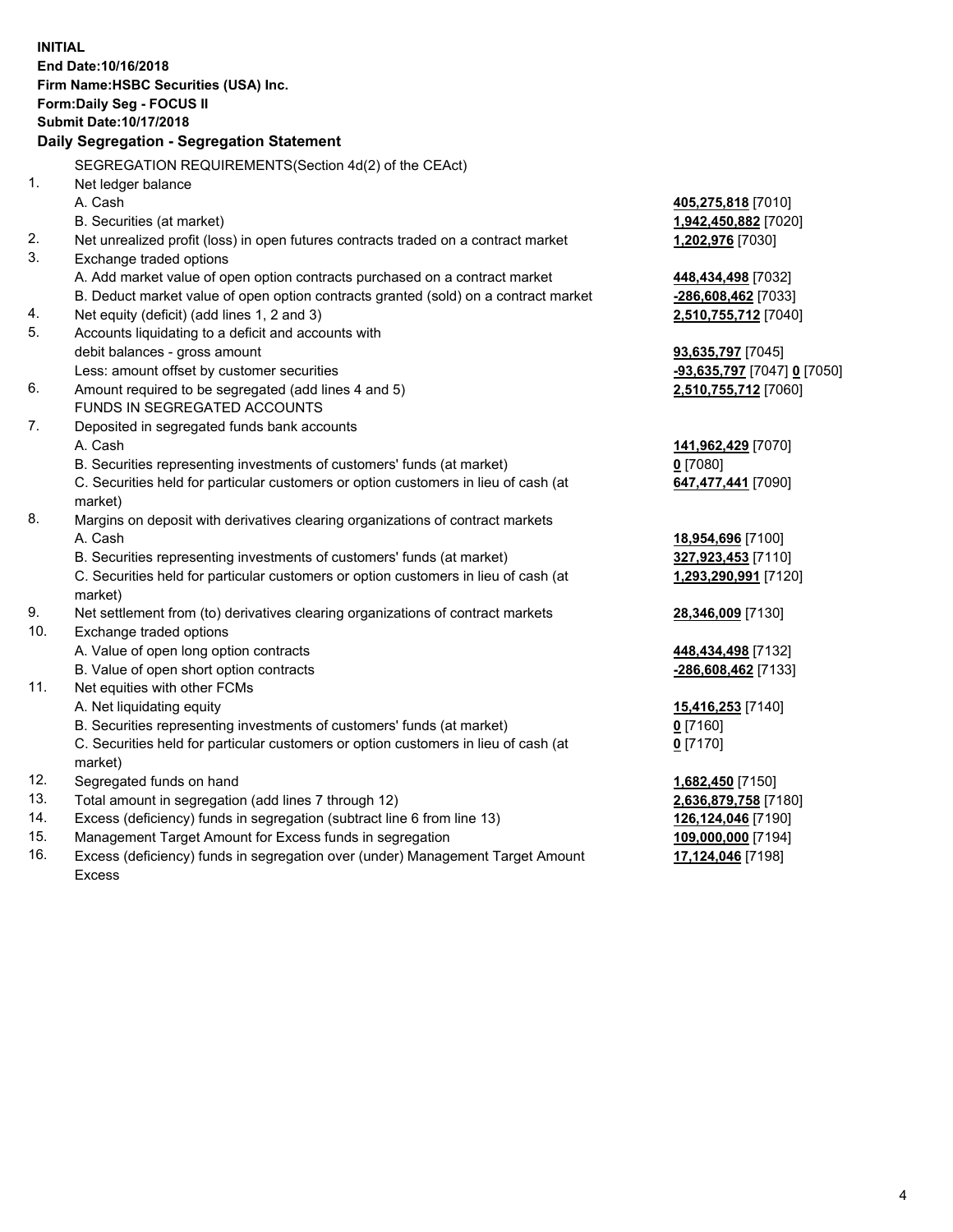**INITIAL**
**End Date:10/16/2018**
**Firm Name:HSBC Securities (USA) Inc.**
**Form:Daily Seg - FOCUS II**
**Submit Date:10/17/2018**

## Daily Segregation - Segregation Statement

| | SEGREGATION REQUIREMENTS(Section 4d(2) of the CEAct) | |
|---|---|---|
| 1. | Net ledger balance | |
| | A. Cash | **405,275,818** [7010] |
| | B. Securities (at market) | **1,942,450,882** [7020] |
| 2. | Net unrealized profit (loss) in open futures contracts traded on a contract market | **1,202,976** [7030] |
| 3. | Exchange traded options | |
| | A. Add market value of open option contracts purchased on a contract market | **448,434,498** [7032] |
| | B. Deduct market value of open option contracts granted (sold) on a contract market | **-286,608,462** [7033] |
| 4. | Net equity (deficit) (add lines 1, 2 and 3) | **2,510,755,712** [7040] |
| 5. | Accounts liquidating to a deficit and accounts with debit balances - gross amount | **93,635,797** [7045] |
| | Less: amount offset by customer securities | **-93,635,797** [7047] **0** [7050] |
| 6. | Amount required to be segregated (add lines 4 and 5) | **2,510,755,712** [7060] |
| | FUNDS IN SEGREGATED ACCOUNTS | |
| 7. | Deposited in segregated funds bank accounts | |
| | A. Cash | **141,962,429** [7070] |
| | B. Securities representing investments of customers' funds (at market) | **0** [7080] |
| | C. Securities held for particular customers or option customers in lieu of cash (at market) | **647,477,441** [7090] |
| 8. | Margins on deposit with derivatives clearing organizations of contract markets | |
| | A. Cash | **18,954,696** [7100] |
| | B. Securities representing investments of customers' funds (at market) | **327,923,453** [7110] |
| | C. Securities held for particular customers or option customers in lieu of cash (at market) | **1,293,290,991** [7120] |
| 9. | Net settlement from (to) derivatives clearing organizations of contract markets | **28,346,009** [7130] |
| 10. | Exchange traded options | |
| | A. Value of open long option contracts | **448,434,498** [7132] |
| | B. Value of open short option contracts | **-286,608,462** [7133] |
| 11. | Net equities with other FCMs | |
| | A. Net liquidating equity | **15,416,253** [7140] |
| | B. Securities representing investments of customers' funds (at market) | **0** [7160] |
| | C. Securities held for particular customers or option customers in lieu of cash (at market) | **0** [7170] |
| 12. | Segregated funds on hand | **1,682,450** [7150] |
| 13. | Total amount in segregation (add lines 7 through 12) | **2,636,879,758** [7180] |
| 14. | Excess (deficiency) funds in segregation (subtract line 6 from line 13) | **126,124,046** [7190] |
| 15. | Management Target Amount for Excess funds in segregation | **109,000,000** [7194] |
| 16. | Excess (deficiency) funds in segregation over (under) Management Target Amount Excess | **17,124,046** [7198] |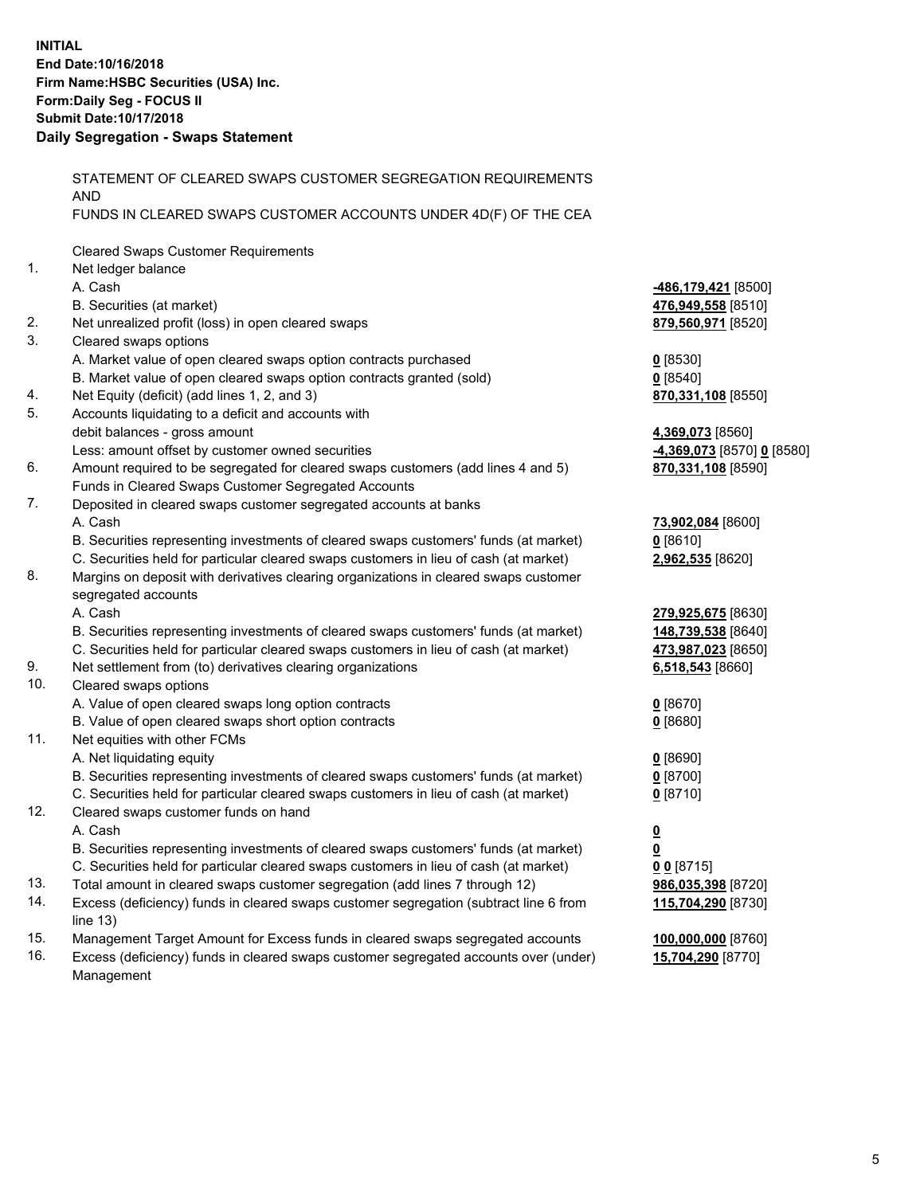**INITIAL**
**End Date:10/16/2018**
**Firm Name:HSBC Securities (USA) Inc.**
**Form:Daily Seg - FOCUS II**
**Submit Date:10/17/2018**
**Daily Segregation - Swaps Statement**

STATEMENT OF CLEARED SWAPS CUSTOMER SEGREGATION REQUIREMENTS AND FUNDS IN CLEARED SWAPS CUSTOMER ACCOUNTS UNDER 4D(F) OF THE CEA

| | | |
|---|---|---|
| | Cleared Swaps Customer Requirements | |
| 1. | Net ledger balance | |
| | A. Cash | -486,179,421 [8500] |
| | B. Securities (at market) | 476,949,558 [8510] |
| 2. | Net unrealized profit (loss) in open cleared swaps | 879,560,971 [8520] |
| 3. | Cleared swaps options | |
| | A. Market value of open cleared swaps option contracts purchased | 0 [8530] |
| | B. Market value of open cleared swaps option contracts granted (sold) | 0 [8540] |
| 4. | Net Equity (deficit) (add lines 1, 2, and 3) | 870,331,108 [8550] |
| 5. | Accounts liquidating to a deficit and accounts with debit balances - gross amount | 4,369,073 [8560] |
| | Less: amount offset by customer owned securities | -4,369,073 [8570] 0 [8580] |
| 6. | Amount required to be segregated for cleared swaps customers (add lines 4 and 5) | 870,331,108 [8590] |
| | Funds in Cleared Swaps Customer Segregated Accounts | |
| 7. | Deposited in cleared swaps customer segregated accounts at banks | |
| | A. Cash | 73,902,084 [8600] |
| | B. Securities representing investments of cleared swaps customers' funds (at market) | 0 [8610] |
| | C. Securities held for particular cleared swaps customers in lieu of cash (at market) | 2,962,535 [8620] |
| 8. | Margins on deposit with derivatives clearing organizations in cleared swaps customer segregated accounts | |
| | A. Cash | 279,925,675 [8630] |
| | B. Securities representing investments of cleared swaps customers' funds (at market) | 148,739,538 [8640] |
| | C. Securities held for particular cleared swaps customers in lieu of cash (at market) | 473,987,023 [8650] |
| 9. | Net settlement from (to) derivatives clearing organizations | 6,518,543 [8660] |
| 10. | Cleared swaps options | |
| | A. Value of open cleared swaps long option contracts | 0 [8670] |
| | B. Value of open cleared swaps short option contracts | 0 [8680] |
| 11. | Net equities with other FCMs | |
| | A. Net liquidating equity | 0 [8690] |
| | B. Securities representing investments of cleared swaps customers' funds (at market) | 0 [8700] |
| | C. Securities held for particular cleared swaps customers in lieu of cash (at market) | 0 [8710] |
| 12. | Cleared swaps customer funds on hand | |
| | A. Cash | 0 |
| | B. Securities representing investments of cleared swaps customers' funds (at market) | 0 |
| | C. Securities held for particular cleared swaps customers in lieu of cash (at market) | 0 0 [8715] |
| 13. | Total amount in cleared swaps customer segregation (add lines 7 through 12) | 986,035,398 [8720] |
| 14. | Excess (deficiency) funds in cleared swaps customer segregation (subtract line 6 from line 13) | 115,704,290 [8730] |
| 15. | Management Target Amount for Excess funds in cleared swaps segregated accounts | 100,000,000 [8760] |
| 16. | Excess (deficiency) funds in cleared swaps customer segregated accounts over (under) Management | 15,704,290 [8770] |